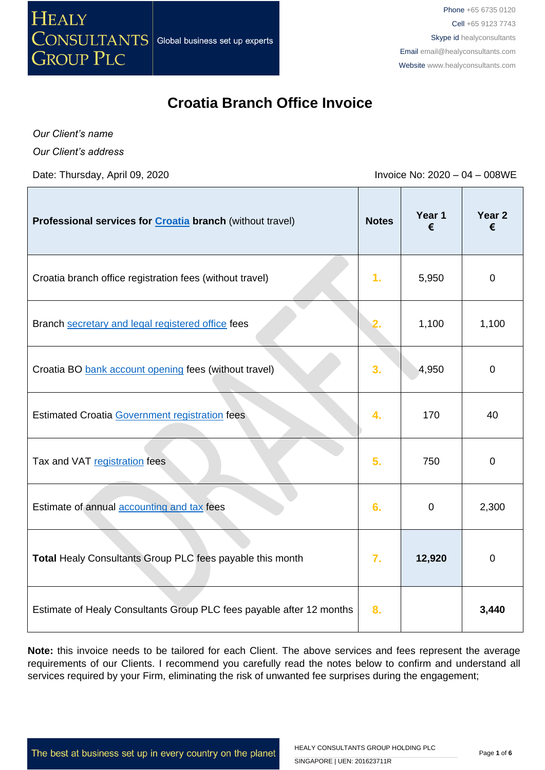# Croatia Branch Office Invoice

*Our Client's name*

*Our Client's address*

Date: Thursday, April 09, 2020

Invoice No: 2020 – 04 – 008WE

| **Professional services for Croatia branch** (without travel) | **Notes** | **Year 1 €** | **Year 2 €** |
|---|---|---|---|
| Croatia branch office registration fees (without travel) | 1. | 5,950 | 0 |
| Branch secretary and legal registered office fees | 2. | 1,100 | 1,100 |
| Croatia BO bank account opening fees (without travel) | 3. | 4,950 | 0 |
| Estimated Croatia Government registration fees | 4. | 170 | 40 |
| Tax and VAT registration fees | 5. | 750 | 0 |
| Estimate of annual accounting and tax fees | 6. | 0 | 2,300 |
| **Total** Healy Consultants Group PLC fees payable this month | 7. | **12,920** | 0 |
| Estimate of Healy Consultants Group PLC fees payable after 12 months | 8. | | **3,440** |

**Note:** this invoice needs to be tailored for each Client. The above services and fees represent the average requirements of our Clients. I recommend you carefully read the notes below to confirm and understand all services required by your Firm, eliminating the risk of unwanted fee surprises during the engagement;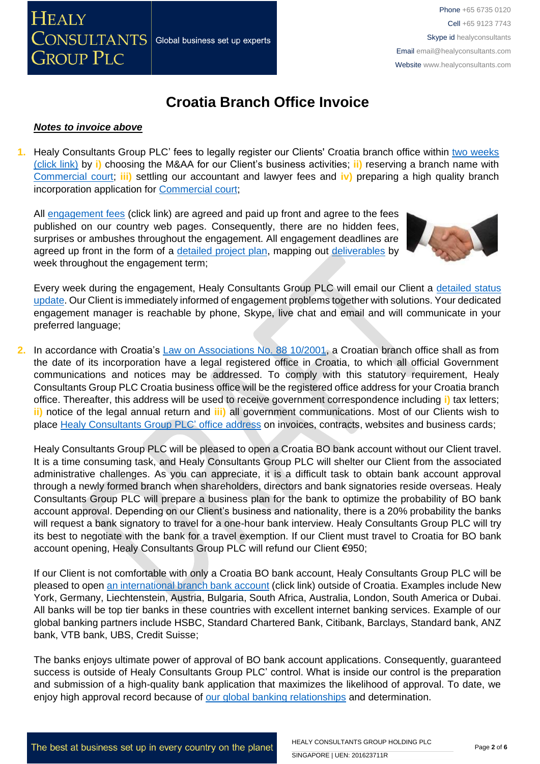# Croatia Branch Office Invoice

***Notes to invoice above***

1. Healy Consultants Group PLC' fees to legally register our Clients' Croatia branch office within two weeks (click link) by **i)** choosing the M&AA for our Client's business activities; **ii)** reserving a branch name with Commercial court; **iii)** settling our accountant and lawyer fees and **iv)** preparing a high quality branch incorporation application for Commercial court;

   All engagement fees (click link) are agreed and paid up front and agree to the fees published on our country web pages. Consequently, there are no hidden fees, surprises or ambushes throughout the engagement. All engagement deadlines are agreed up front in the form of a detailed project plan, mapping out deliverables by week throughout the engagement term;

   Every week during the engagement, Healy Consultants Group PLC will email our Client a detailed status update. Our Client is immediately informed of engagement problems together with solutions. Your dedicated engagement manager is reachable by phone, Skype, live chat and email and will communicate in your preferred language;

2. In accordance with Croatia's Law on Associations No. 88 10/2001, a Croatian branch office shall as from the date of its incorporation have a legal registered office in Croatia, to which all official Government communications and notices may be addressed. To comply with this statutory requirement, Healy Consultants Group PLC Croatia business office will be the registered office address for your Croatia branch office. Thereafter, this address will be used to receive government correspondence including **i)** tax letters; **ii)** notice of the legal annual return and **iii)** all government communications. Most of our Clients wish to place Healy Consultants Group PLC' office address on invoices, contracts, websites and business cards;

   Healy Consultants Group PLC will be pleased to open a Croatia BO bank account without our Client travel. It is a time consuming task, and Healy Consultants Group PLC will shelter our Client from the associated administrative challenges. As you can appreciate, it is a difficult task to obtain bank account approval through a newly formed branch when shareholders, directors and bank signatories reside overseas. Healy Consultants Group PLC will prepare a business plan for the bank to optimize the probability of BO bank account approval. Depending on our Client's business and nationality, there is a 20% probability the banks will request a bank signatory to travel for a one-hour bank interview. Healy Consultants Group PLC will try its best to negotiate with the bank for a travel exemption. If our Client must travel to Croatia for BO bank account opening, Healy Consultants Group PLC will refund our Client €950;

   If our Client is not comfortable with only a Croatia BO bank account, Healy Consultants Group PLC will be pleased to open an international branch bank account (click link) outside of Croatia. Examples include New York, Germany, Liechtenstein, Austria, Bulgaria, South Africa, Australia, London, South America or Dubai. All banks will be top tier banks in these countries with excellent internet banking services. Example of our global banking partners include HSBC, Standard Chartered Bank, Citibank, Barclays, Standard bank, ANZ bank, VTB bank, UBS, Credit Suisse;

   The banks enjoys ultimate power of approval of BO bank account applications. Consequently, guaranteed success is outside of Healy Consultants Group PLC' control. What is inside our control is the preparation and submission of a high-quality bank application that maximizes the likelihood of approval. To date, we enjoy high approval record because of our global banking relationships and determination.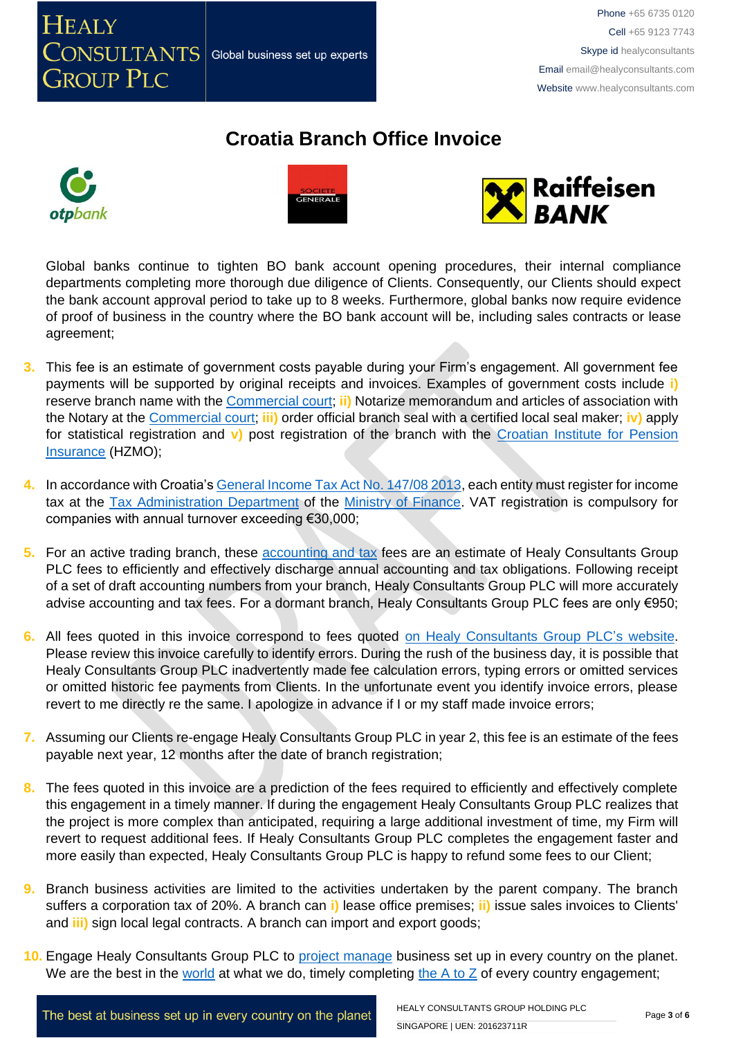# Croatia Branch Office Invoice

Global banks continue to tighten BO bank account opening procedures, their internal compliance departments completing more thorough due diligence of Clients. Consequently, our Clients should expect the bank account approval period to take up to 8 weeks. Furthermore, global banks now require evidence of proof of business in the country where the BO bank account will be, including sales contracts or lease agreement;

3. This fee is an estimate of government costs payable during your Firm's engagement. All government fee payments will be supported by original receipts and invoices. Examples of government costs include **i)** reserve branch name with the Commercial court; **ii)** Notarize memorandum and articles of association with the Notary at the Commercial court; **iii)** order official branch seal with a certified local seal maker; **iv)** apply for statistical registration and **v)** post registration of the branch with the Croatian Institute for Pension Insurance (HZMO);

4. In accordance with Croatia's General Income Tax Act No. 147/08 2013, each entity must register for income tax at the Tax Administration Department of the Ministry of Finance. VAT registration is compulsory for companies with annual turnover exceeding €30,000;

5. For an active trading branch, these accounting and tax fees are an estimate of Healy Consultants Group PLC fees to efficiently and effectively discharge annual accounting and tax obligations. Following receipt of a set of draft accounting numbers from your branch, Healy Consultants Group PLC will more accurately advise accounting and tax fees. For a dormant branch, Healy Consultants Group PLC fees are only €950;

6. All fees quoted in this invoice correspond to fees quoted on Healy Consultants Group PLC's website. Please review this invoice carefully to identify errors. During the rush of the business day, it is possible that Healy Consultants Group PLC inadvertently made fee calculation errors, typing errors or omitted services or omitted historic fee payments from Clients. In the unfortunate event you identify invoice errors, please revert to me directly re the same. I apologize in advance if I or my staff made invoice errors;

7. Assuming our Clients re-engage Healy Consultants Group PLC in year 2, this fee is an estimate of the fees payable next year, 12 months after the date of branch registration;

8. The fees quoted in this invoice are a prediction of the fees required to efficiently and effectively complete this engagement in a timely manner. If during the engagement Healy Consultants Group PLC realizes that the project is more complex than anticipated, requiring a large additional investment of time, my Firm will revert to request additional fees. If Healy Consultants Group PLC completes the engagement faster and more easily than expected, Healy Consultants Group PLC is happy to refund some fees to our Client;

9. Branch business activities are limited to the activities undertaken by the parent company. The branch suffers a corporation tax of 20%. A branch can **i)** lease office premises; **ii)** issue sales invoices to Clients' and **iii)** sign local legal contracts. A branch can import and export goods;

10. Engage Healy Consultants Group PLC to project manage business set up in every country on the planet. We are the best in the world at what we do, timely completing the A to Z of every country engagement;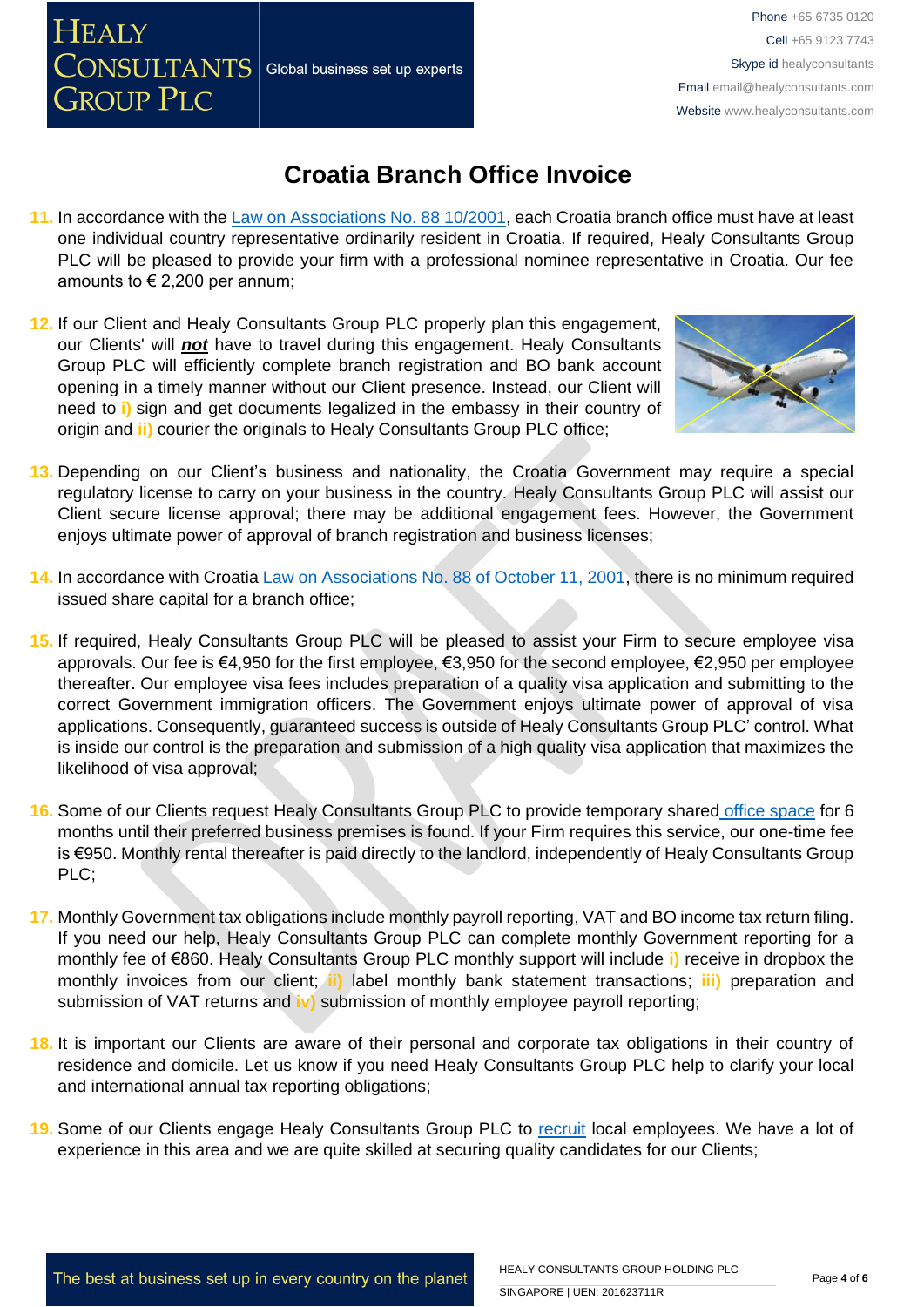# Croatia Branch Office Invoice

11. In accordance with the Law on Associations No. 88 10/2001, each Croatia branch office must have at least one individual country representative ordinarily resident in Croatia. If required, Healy Consultants Group PLC will be pleased to provide your firm with a professional nominee representative in Croatia. Our fee amounts to € 2,200 per annum;

12. If our Client and Healy Consultants Group PLC properly plan this engagement, our Clients' will ***not*** have to travel during this engagement. Healy Consultants Group PLC will efficiently complete branch registration and BO bank account opening in a timely manner without our Client presence. Instead, our Client will need to i) sign and get documents legalized in the embassy in their country of origin and ii) courier the originals to Healy Consultants Group PLC office;

13. Depending on our Client's business and nationality, the Croatia Government may require a special regulatory license to carry on your business in the country. Healy Consultants Group PLC will assist our Client secure license approval; there may be additional engagement fees. However, the Government enjoys ultimate power of approval of branch registration and business licenses;

14. In accordance with Croatia Law on Associations No. 88 of October 11, 2001, there is no minimum required issued share capital for a branch office;

15. If required, Healy Consultants Group PLC will be pleased to assist your Firm to secure employee visa approvals. Our fee is €4,950 for the first employee, €3,950 for the second employee, €2,950 per employee thereafter. Our employee visa fees includes preparation of a quality visa application and submitting to the correct Government immigration officers. The Government enjoys ultimate power of approval of visa applications. Consequently, guaranteed success is outside of Healy Consultants Group PLC' control. What is inside our control is the preparation and submission of a high quality visa application that maximizes the likelihood of visa approval;

16. Some of our Clients request Healy Consultants Group PLC to provide temporary shared office space for 6 months until their preferred business premises is found. If your Firm requires this service, our one-time fee is €950. Monthly rental thereafter is paid directly to the landlord, independently of Healy Consultants Group PLC;

17. Monthly Government tax obligations include monthly payroll reporting, VAT and BO income tax return filing. If you need our help, Healy Consultants Group PLC can complete monthly Government reporting for a monthly fee of €860. Healy Consultants Group PLC monthly support will include i) receive in dropbox the monthly invoices from our client; ii) label monthly bank statement transactions; iii) preparation and submission of VAT returns and iv) submission of monthly employee payroll reporting;

18. It is important our Clients are aware of their personal and corporate tax obligations in their country of residence and domicile. Let us know if you need Healy Consultants Group PLC help to clarify your local and international annual tax reporting obligations;

19. Some of our Clients engage Healy Consultants Group PLC to recruit local employees. We have a lot of experience in this area and we are quite skilled at securing quality candidates for our Clients;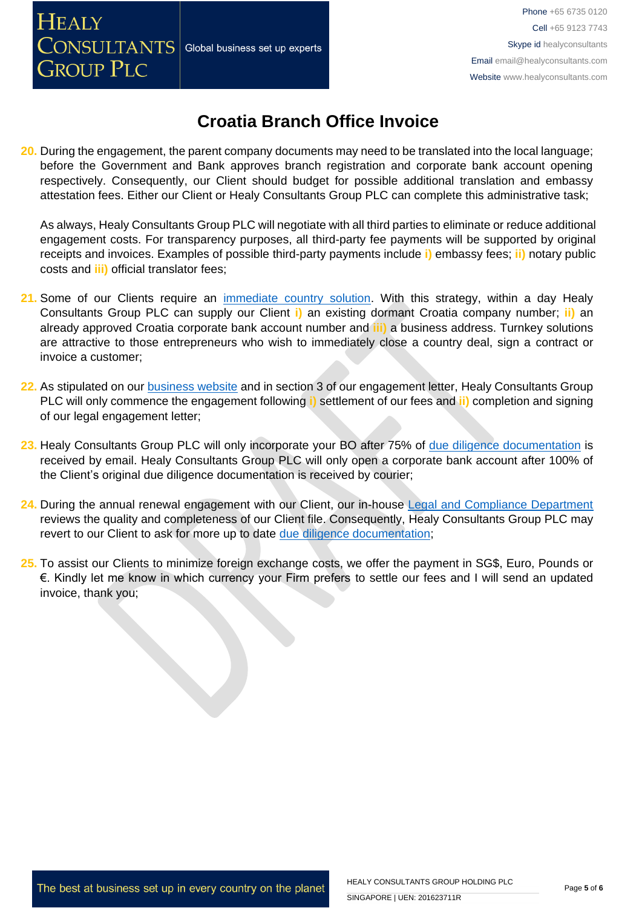# Croatia Branch Office Invoice

20. During the engagement, the parent company documents may need to be translated into the local language; before the Government and Bank approves branch registration and corporate bank account opening respectively. Consequently, our Client should budget for possible additional translation and embassy attestation fees. Either our Client or Healy Consultants Group PLC can complete this administrative task;

    As always, Healy Consultants Group PLC will negotiate with all third parties to eliminate or reduce additional engagement costs. For transparency purposes, all third-party fee payments will be supported by original receipts and invoices. Examples of possible third-party payments include i) embassy fees; ii) notary public costs and iii) official translator fees;

21. Some of our Clients require an immediate country solution. With this strategy, within a day Healy Consultants Group PLC can supply our Client i) an existing dormant Croatia company number; ii) an already approved Croatia corporate bank account number and iii) a business address. Turnkey solutions are attractive to those entrepreneurs who wish to immediately close a country deal, sign a contract or invoice a customer;

22. As stipulated on our business website and in section 3 of our engagement letter, Healy Consultants Group PLC will only commence the engagement following i) settlement of our fees and ii) completion and signing of our legal engagement letter;

23. Healy Consultants Group PLC will only incorporate your BO after 75% of due diligence documentation is received by email. Healy Consultants Group PLC will only open a corporate bank account after 100% of the Client's original due diligence documentation is received by courier;

24. During the annual renewal engagement with our Client, our in-house Legal and Compliance Department reviews the quality and completeness of our Client file. Consequently, Healy Consultants Group PLC may revert to our Client to ask for more up to date due diligence documentation;

25. To assist our Clients to minimize foreign exchange costs, we offer the payment in SG$, Euro, Pounds or €. Kindly let me know in which currency your Firm prefers to settle our fees and I will send an updated invoice, thank you;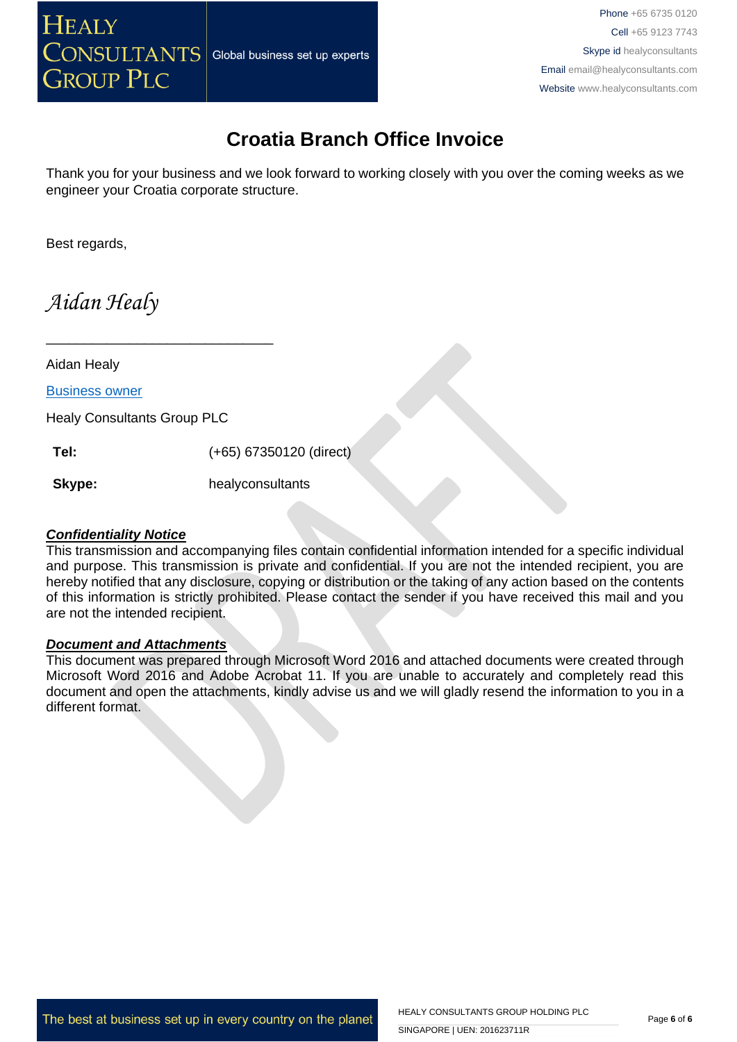# Croatia Branch Office Invoice

Thank you for your business and we look forward to working closely with you over the coming weeks as we engineer your Croatia corporate structure.

Best regards,

*Aidan Healy*

______________________________

Aidan Healy

Business owner

Healy Consultants Group PLC

| | |
|---|---|
| **Tel:** | (+65) 67350120 (direct) |
| **Skype:** | healyconsultants |

***Confidentiality Notice***

This transmission and accompanying files contain confidential information intended for a specific individual and purpose. This transmission is private and confidential. If you are not the intended recipient, you are hereby notified that any disclosure, copying or distribution or the taking of any action based on the contents of this information is strictly prohibited. Please contact the sender if you have received this mail and you are not the intended recipient.

***Document and Attachments***

This document was prepared through Microsoft Word 2016 and attached documents were created through Microsoft Word 2016 and Adobe Acrobat 11. If you are unable to accurately and completely read this document and open the attachments, kindly advise us and we will gladly resend the information to you in a different format.